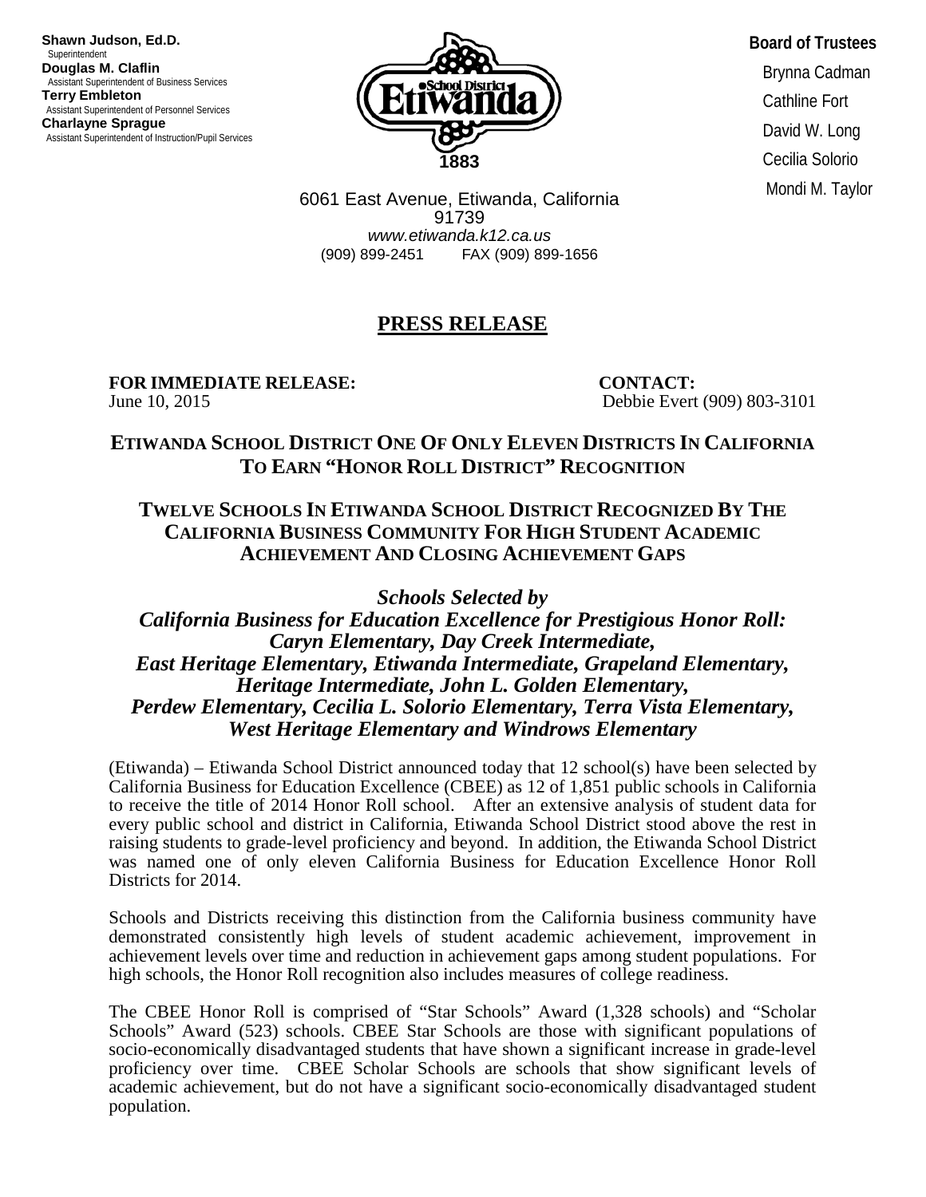**Shawn Judson, Ed.D.**
Superintendent
**Douglas M. Claflin**
Assistant Superintendent of Business Services
**Terry Embleton**
Assistant Superintendent of Personnel Services
**Charlayne Sprague**
Assistant Superintendent of Instruction/Pupil Services

Etiwanda School District
1883

**Board of Trustees**
Brynna Cadman
Cathline Fort
David W. Long
Cecilia Solorio
Mondi M. Taylor

6061 East Avenue, Etiwanda, California
91739
*www.etiwanda.k12.ca.us*
(909) 899-2451 FAX (909) 899-1656

# PRESS RELEASE

**FOR IMMEDIATE RELEASE:**
June 10, 2015

**CONTACT:**
Debbie Evert (909) 803-3101

## ETIWANDA SCHOOL DISTRICT ONE OF ONLY ELEVEN DISTRICTS IN CALIFORNIA TO EARN "HONOR ROLL DISTRICT" RECOGNITION

## TWELVE SCHOOLS IN ETIWANDA SCHOOL DISTRICT RECOGNIZED BY THE CALIFORNIA BUSINESS COMMUNITY FOR HIGH STUDENT ACADEMIC ACHIEVEMENT AND CLOSING ACHIEVEMENT GAPS

***Schools Selected by California Business for Education Excellence for Prestigious Honor Roll: Caryn Elementary, Day Creek Intermediate, East Heritage Elementary, Etiwanda Intermediate, Grapeland Elementary, Heritage Intermediate, John L. Golden Elementary, Perdew Elementary, Cecilia L. Solorio Elementary, Terra Vista Elementary, West Heritage Elementary and Windrows Elementary***

(Etiwanda) – Etiwanda School District announced today that 12 school(s) have been selected by California Business for Education Excellence (CBEE) as 12 of 1,851 public schools in California to receive the title of 2014 Honor Roll school. After an extensive analysis of student data for every public school and district in California, Etiwanda School District stood above the rest in raising students to grade-level proficiency and beyond. In addition, the Etiwanda School District was named one of only eleven California Business for Education Excellence Honor Roll Districts for 2014.

Schools and Districts receiving this distinction from the California business community have demonstrated consistently high levels of student academic achievement, improvement in achievement levels over time and reduction in achievement gaps among student populations. For high schools, the Honor Roll recognition also includes measures of college readiness.

The CBEE Honor Roll is comprised of "Star Schools" Award (1,328 schools) and "Scholar Schools" Award (523) schools. CBEE Star Schools are those with significant populations of socio-economically disadvantaged students that have shown a significant increase in grade-level proficiency over time. CBEE Scholar Schools are schools that show significant levels of academic achievement, but do not have a significant socio-economically disadvantaged student population.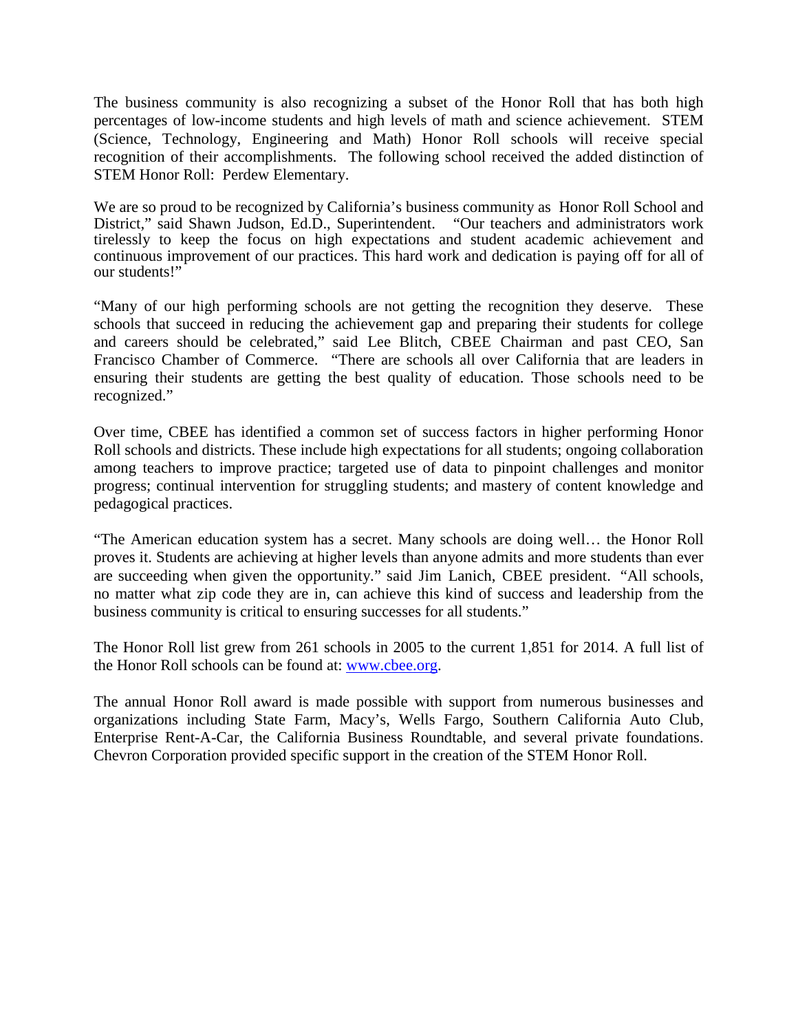The business community is also recognizing a subset of the Honor Roll that has both high percentages of low-income students and high levels of math and science achievement. STEM (Science, Technology, Engineering and Math) Honor Roll schools will receive special recognition of their accomplishments. The following school received the added distinction of STEM Honor Roll: Perdew Elementary.

We are so proud to be recognized by California's business community as Honor Roll School and District," said Shawn Judson, Ed.D., Superintendent. "Our teachers and administrators work tirelessly to keep the focus on high expectations and student academic achievement and continuous improvement of our practices. This hard work and dedication is paying off for all of our students!"

"Many of our high performing schools are not getting the recognition they deserve. These schools that succeed in reducing the achievement gap and preparing their students for college and careers should be celebrated," said Lee Blitch, CBEE Chairman and past CEO, San Francisco Chamber of Commerce. "There are schools all over California that are leaders in ensuring their students are getting the best quality of education. Those schools need to be recognized."

Over time, CBEE has identified a common set of success factors in higher performing Honor Roll schools and districts. These include high expectations for all students; ongoing collaboration among teachers to improve practice; targeted use of data to pinpoint challenges and monitor progress; continual intervention for struggling students; and mastery of content knowledge and pedagogical practices.

"The American education system has a secret. Many schools are doing well… the Honor Roll proves it. Students are achieving at higher levels than anyone admits and more students than ever are succeeding when given the opportunity." said Jim Lanich, CBEE president. "All schools, no matter what zip code they are in, can achieve this kind of success and leadership from the business community is critical to ensuring successes for all students."

The Honor Roll list grew from 261 schools in 2005 to the current 1,851 for 2014. A full list of the Honor Roll schools can be found at: [www.cbee.org](http://www.cbee.org).

The annual Honor Roll award is made possible with support from numerous businesses and organizations including State Farm, Macy's, Wells Fargo, Southern California Auto Club, Enterprise Rent-A-Car, the California Business Roundtable, and several private foundations. Chevron Corporation provided specific support in the creation of the STEM Honor Roll.